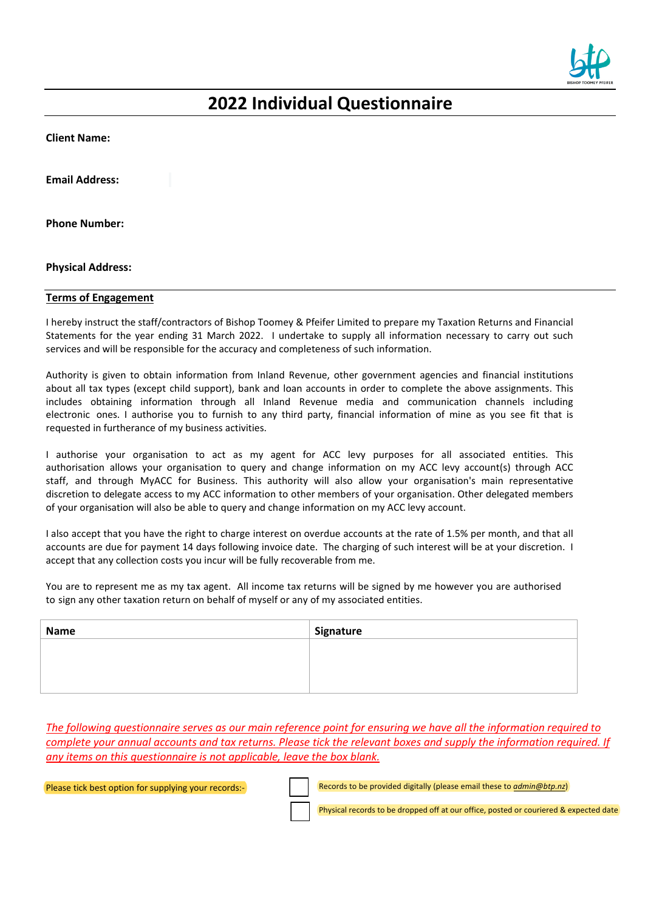# 2022 Individual Questionnaire

**Client Name:**

**Email Address:**

**Phone Number:**

**Physical Address:**

**Terms of Engagement**

I hereby instruct the staff/contractors of Bishop Toomey & Pfeifer Limited to prepare my Taxation Returns and Financial Statements for the year ending 31 March 2022. I undertake to supply all information necessary to carry out such services and will be responsible for the accuracy and completeness of such information.

Authority is given to obtain information from Inland Revenue, other government agencies and financial institutions about all tax types (except child support), bank and loan accounts in order to complete the above assignments. This includes obtaining information through all Inland Revenue media and communication channels including electronic ones. I authorise you to furnish to any third party, financial information of mine as you see fit that is requested in furtherance of my business activities.

I authorise your organisation to act as my agent for ACC levy purposes for all associated entities. This authorisation allows your organisation to query and change information on my ACC levy account(s) through ACC staff, and through MyACC for Business. This authority will also allow your organisation's main representative discretion to delegate access to my ACC information to other members of your organisation. Other delegated members of your organisation will also be able to query and change information on my ACC levy account.

I also accept that you have the right to charge interest on overdue accounts at the rate of 1.5% per month, and that all accounts are due for payment 14 days following invoice date. The charging of such interest will be at your discretion. I accept that any collection costs you incur will be fully recoverable from me.

You are to represent me as my tax agent. All income tax returns will be signed by me however you are authorised to sign any other taxation return on behalf of myself or any of my associated entities.

| Name | Signature |
| --- | --- |
| | |

*The following questionnaire serves as our main reference point for ensuring we have all the information required to complete your annual accounts and tax returns. Please tick the relevant boxes and supply the information required. If any items on this questionnaire is not applicable, leave the box blank.*

Please tick best option for supplying your records:-

- ☐ Records to be provided digitally (please email these to *admin@btp.nz*)
- ☐ Physical records to be dropped off at our office, posted or couriered & expected date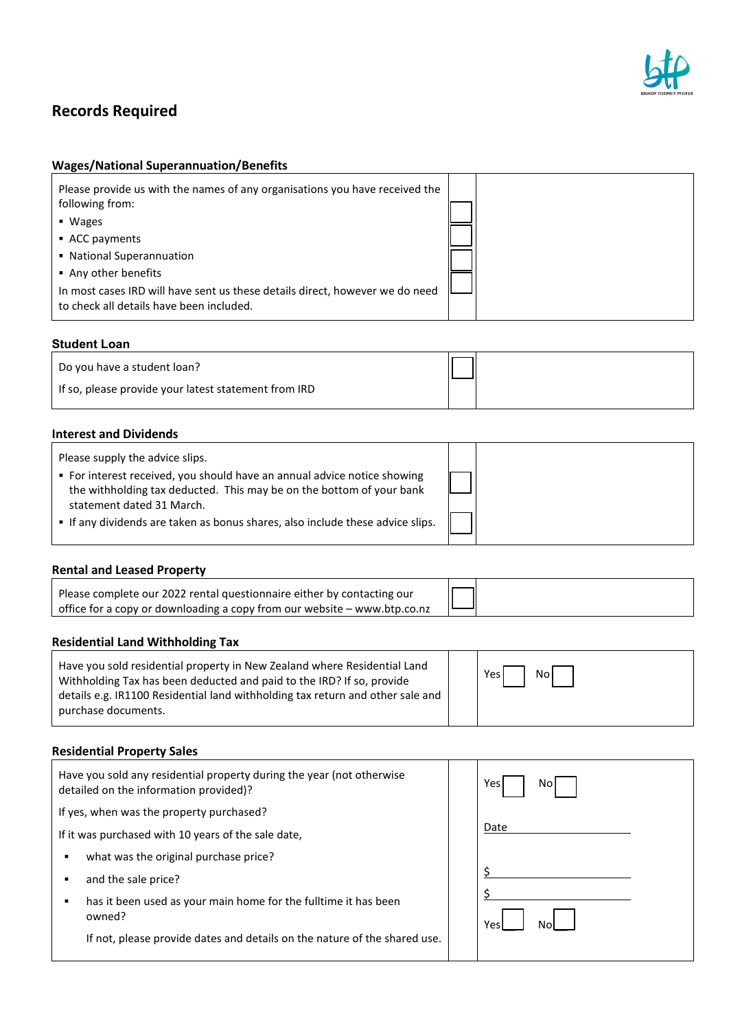## Records Required

### Wages/National Superannuation/Benefits

| | | |
|---|---|---|
| Please provide us with the names of any organisations you have received the following from:<br>▪ Wages<br>▪ ACC payments<br>▪ National Superannuation<br>▪ Any other benefits<br>In most cases IRD will have sent us these details direct, however we do need to check all details have been included. | ☐<br>☐<br>☐<br>☐ | |

### Student Loan

| | | |
|---|---|---|
| Do you have a student loan?<br>If so, please provide your latest statement from IRD | ☐ | |

### Interest and Dividends

| | | |
|---|---|---|
| Please supply the advice slips.<br>▪ For interest received, you should have an annual advice notice showing the withholding tax deducted. This may be on the bottom of your bank statement dated 31 March.<br>▪ If any dividends are taken as bonus shares, also include these advice slips. | ☐<br>☐ | |

### Rental and Leased Property

| | | |
|---|---|---|
| Please complete our 2022 rental questionnaire either by contacting our office for a copy or downloading a copy from our website – www.btp.co.nz | ☐ | |

### Residential Land Withholding Tax

| | | |
|---|---|---|
| Have you sold residential property in New Zealand where Residential Land Withholding Tax has been deducted and paid to the IRD? If so, provide details e.g. IR1100 Residential land withholding tax return and other sale and purchase documents. | | Yes ☐ No ☐ |

### Residential Property Sales

| | | |
|---|---|---|
| Have you sold any residential property during the year (not otherwise detailed on the information provided)? | | Yes ☐ No ☐ |
| If yes, when was the property purchased? | | Date ____________ |
| If it was purchased with 10 years of the sale date, | | |
| ▪ what was the original purchase price? | | $ ____________ |
| ▪ and the sale price? | | $ ____________ |
| ▪ has it been used as your main home for the fulltime it has been owned? | | Yes ☐ No ☐ |
| If not, please provide dates and details on the nature of the shared use. | | |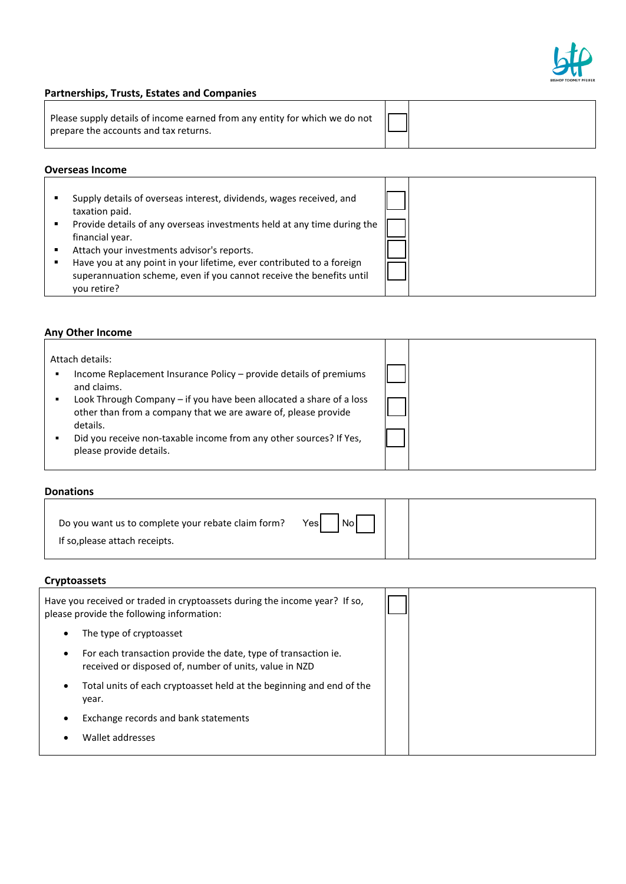### Partnerships, Trusts, Estates and Companies

| | | |
|---|---|---|
| Please supply details of income earned from any entity for which we do not prepare the accounts and tax returns. | ☐ | |

### Overseas Income

| | | |
|---|---|---|
| ▪ Supply details of overseas interest, dividends, wages received, and taxation paid. | ☐ | |
| ▪ Provide details of any overseas investments held at any time during the financial year. | ☐ | |
| ▪ Attach your investments advisor's reports. | ☐ | |
| ▪ Have you at any point in your lifetime, ever contributed to a foreign superannuation scheme, even if you cannot receive the benefits until you retire? | ☐ | |

### Any Other Income

| | | |
|---|---|---|
| Attach details: | | |
| ▪ Income Replacement Insurance Policy – provide details of premiums and claims. | ☐ | |
| ▪ Look Through Company – if you have been allocated a share of a loss other than from a company that we are aware of, please provide details. | ☐ | |
| ▪ Did you receive non-taxable income from any other sources? If Yes, please provide details. | ☐ | |

### Donations

| | | |
|---|---|---|
| Do you want us to complete your rebate claim form? Yes ☐ No ☐<br>If so,please attach receipts. | | |

### Cryptoassets

| | | |
|---|---|---|
| Have you received or traded in cryptoassets during the income year? If so, please provide the following information:<br>• The type of cryptoasset<br>• For each transaction provide the date, type of transaction ie. received or disposed of, number of units, value in NZD<br>• Total units of each cryptoasset held at the beginning and end of the year.<br>• Exchange records and bank statements<br>• Wallet addresses | ☐ | |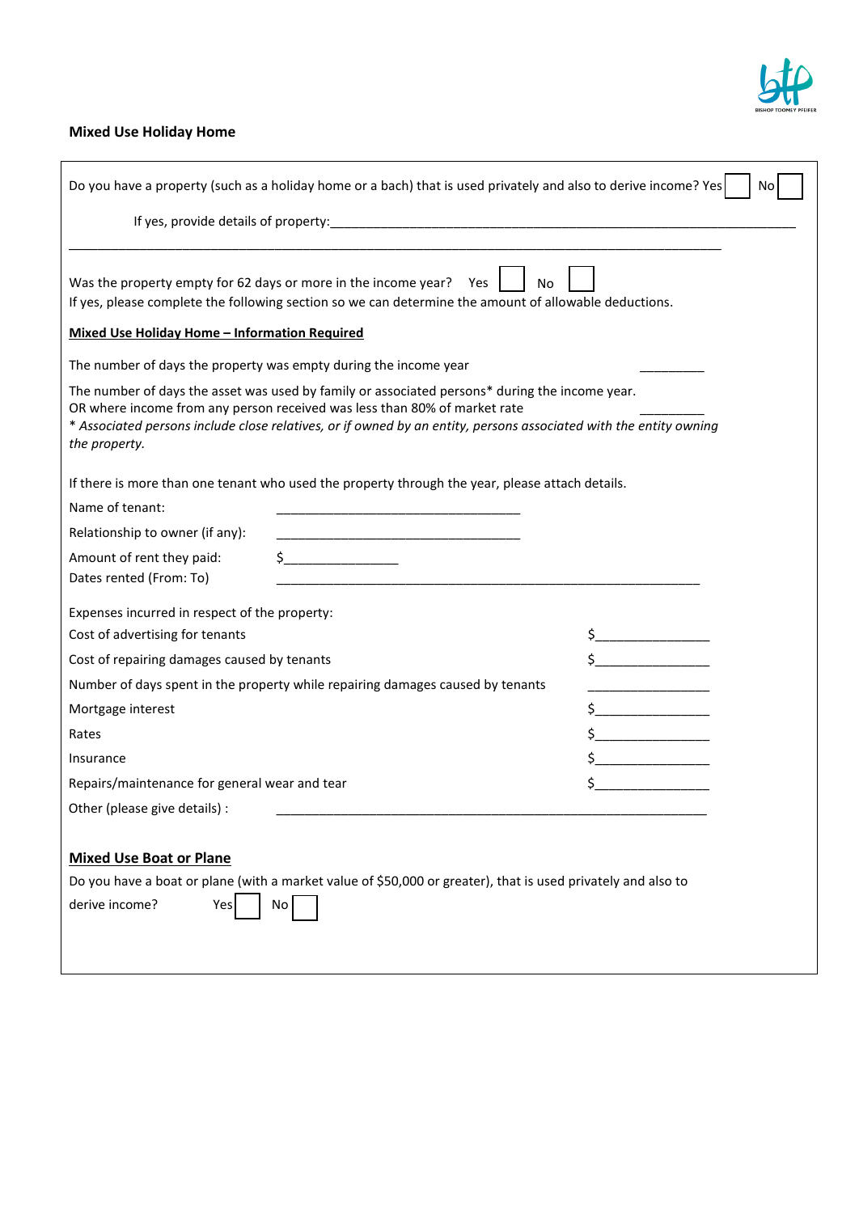## Mixed Use Holiday Home

Do you have a property (such as a holiday home or a bach) that is used privately and also to derive income? Yes ☐ No ☐

If yes, provide details of property:\_\_\_\_\_\_\_\_\_\_\_\_\_\_\_\_\_\_\_\_\_\_\_\_\_\_\_\_\_\_\_\_\_\_\_\_\_\_\_\_\_\_\_\_\_\_\_\_\_\_\_\_\_\_\_\_\_\_\_\_

\_\_\_\_\_\_\_\_\_\_\_\_\_\_\_\_\_\_\_\_\_\_\_\_\_\_\_\_\_\_\_\_\_\_\_\_\_\_\_\_\_\_\_\_\_\_\_\_\_\_\_\_\_\_\_\_\_\_\_\_\_\_\_\_\_\_\_\_\_\_\_\_\_\_\_\_\_\_\_\_

Was the property empty for 62 days or more in the income year? Yes ☐ No ☐

If yes, please complete the following section so we can determine the amount of allowable deductions.

**Mixed Use Holiday Home – Information Required**

The number of days the property was empty during the income year \_\_\_\_\_\_\_\_\_

The number of days the asset was used by family or associated persons* during the income year.
OR where income from any person received was less than 80% of market rate \_\_\_\_\_\_\_\_\_

*\* Associated persons include close relatives, or if owned by an entity, persons associated with the entity owning the property.*

If there is more than one tenant who used the property through the year, please attach details.

Name of tenant: \_\_\_\_\_\_\_\_\_\_\_\_\_\_\_\_\_\_\_\_\_\_\_\_\_\_\_\_\_\_\_\_\_\_

Relationship to owner (if any): \_\_\_\_\_\_\_\_\_\_\_\_\_\_\_\_\_\_\_\_\_\_\_\_\_\_\_\_\_\_\_\_\_\_

Amount of rent they paid: $\_\_\_\_\_\_\_\_\_\_\_\_\_\_\_\_

Dates rented (From: To) \_\_\_\_\_\_\_\_\_\_\_\_\_\_\_\_\_\_\_\_\_\_\_\_\_\_\_\_\_\_\_\_\_\_\_\_\_\_\_\_\_\_\_\_\_\_\_\_\_\_\_\_\_\_\_\_\_\_\_\_

Expenses incurred in respect of the property:

Cost of advertising for tenants $\_\_\_\_\_\_\_\_\_\_\_\_\_\_\_\_

Cost of repairing damages caused by tenants $\_\_\_\_\_\_\_\_\_\_\_\_\_\_\_\_

Number of days spent in the property while repairing damages caused by tenants \_\_\_\_\_\_\_\_\_\_\_\_\_\_\_\_

Mortgage interest $\_\_\_\_\_\_\_\_\_\_\_\_\_\_\_\_

Rates $\_\_\_\_\_\_\_\_\_\_\_\_\_\_\_\_

Insurance $\_\_\_\_\_\_\_\_\_\_\_\_\_\_\_\_

Repairs/maintenance for general wear and tear $\_\_\_\_\_\_\_\_\_\_\_\_\_\_\_\_

Other (please give details) : \_\_\_\_\_\_\_\_\_\_\_\_\_\_\_\_\_\_\_\_\_\_\_\_\_\_\_\_\_\_\_\_\_\_\_\_\_\_\_\_\_\_\_\_\_\_\_\_\_\_\_\_\_\_\_\_\_\_\_\_

**Mixed Use Boat or Plane**

Do you have a boat or plane (with a market value of $50,000 or greater), that is used privately and also to derive income? Yes ☐ No ☐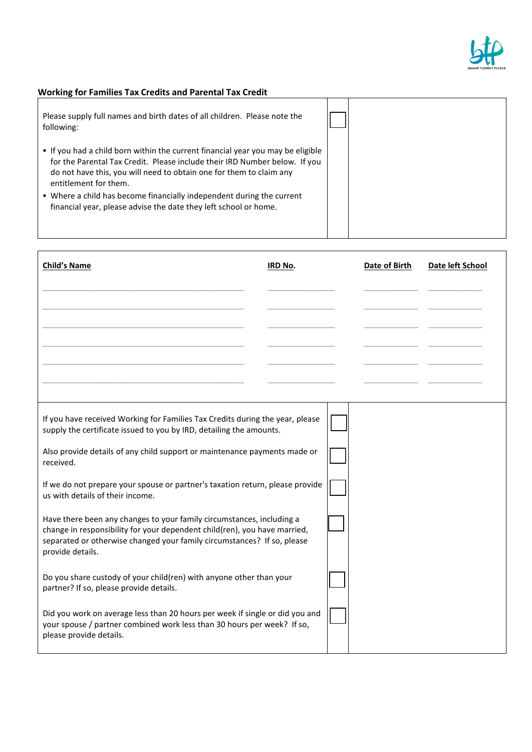## Working for Families Tax Credits and Parental Tax Credit

| | | |
|---|---|---|
| Please supply full names and birth dates of all children. Please note the following:<br><br>▪ If you had a child born within the current financial year you may be eligible for the Parental Tax Credit. Please include their IRD Number below. If you do not have this, you will need to obtain one for them to claim any entitlement for them.<br>▪ Where a child has become financially independent during the current financial year, please advise the date they left school or home. | ☐ | |

| Child's Name | IRD No. | Date of Birth | Date left School |
|---|---|---|---|
| | | | |
| | | | |
| | | | |
| | | | |
| | | | |
| | | | |

| | | |
|---|---|---|
| If you have received Working for Families Tax Credits during the year, please supply the certificate issued to you by IRD, detailing the amounts. | ☐ | |
| Also provide details of any child support or maintenance payments made or received. | ☐ | |
| If we do not prepare your spouse or partner's taxation return, please provide us with details of their income. | ☐ | |
| Have there been any changes to your family circumstances, including a change in responsibility for your dependent child(ren), you have married, separated or otherwise changed your family circumstances? If so, please provide details. | ☐ | |
| Do you share custody of your child(ren) with anyone other than your partner? If so, please provide details. | ☐ | |
| Did you work on average less than 20 hours per week if single or did you and your spouse / partner combined work less than 30 hours per week? If so, please provide details. | ☐ | |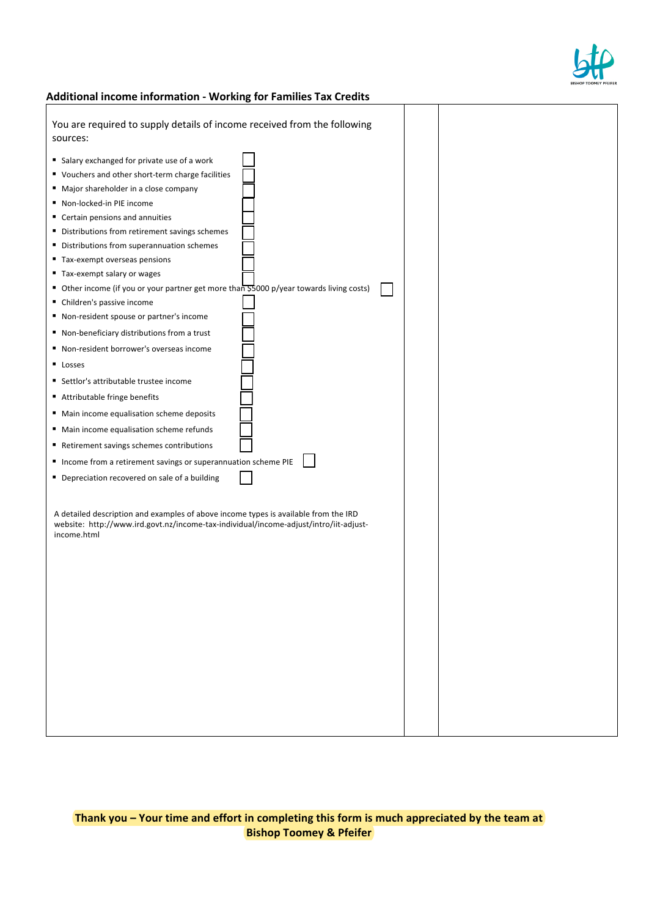## Additional income information - Working for Families Tax Credits

You are required to supply details of income received from the following sources:

- Salary exchanged for private use of a work ☐
- Vouchers and other short-term charge facilities ☐
- Major shareholder in a close company ☐
- Non-locked-in PIE income ☐
- Certain pensions and annuities ☐
- Distributions from retirement savings schemes ☐
- Distributions from superannuation schemes ☐
- Tax-exempt overseas pensions ☐
- Tax-exempt salary or wages ☐
- Other income (if you or your partner get more than $5000 p/year towards living costs) ☐
- Children's passive income ☐
- Non-resident spouse or partner's income ☐
- Non-beneficiary distributions from a trust ☐
- Non-resident borrower's overseas income ☐
- Losses ☐
- Settlor's attributable trustee income ☐
- Attributable fringe benefits ☐
- Main income equalisation scheme deposits ☐
- Main income equalisation scheme refunds ☐
- Retirement savings schemes contributions ☐
- Income from a retirement savings or superannuation scheme PIE ☐
- Depreciation recovered on sale of a building ☐

A detailed description and examples of above income types is available from the IRD website: http://www.ird.govt.nz/income-tax-individual/income-adjust/intro/iit-adjust-income.html

**Thank you – Your time and effort in completing this form is much appreciated by the team at Bishop Toomey & Pfeifer**